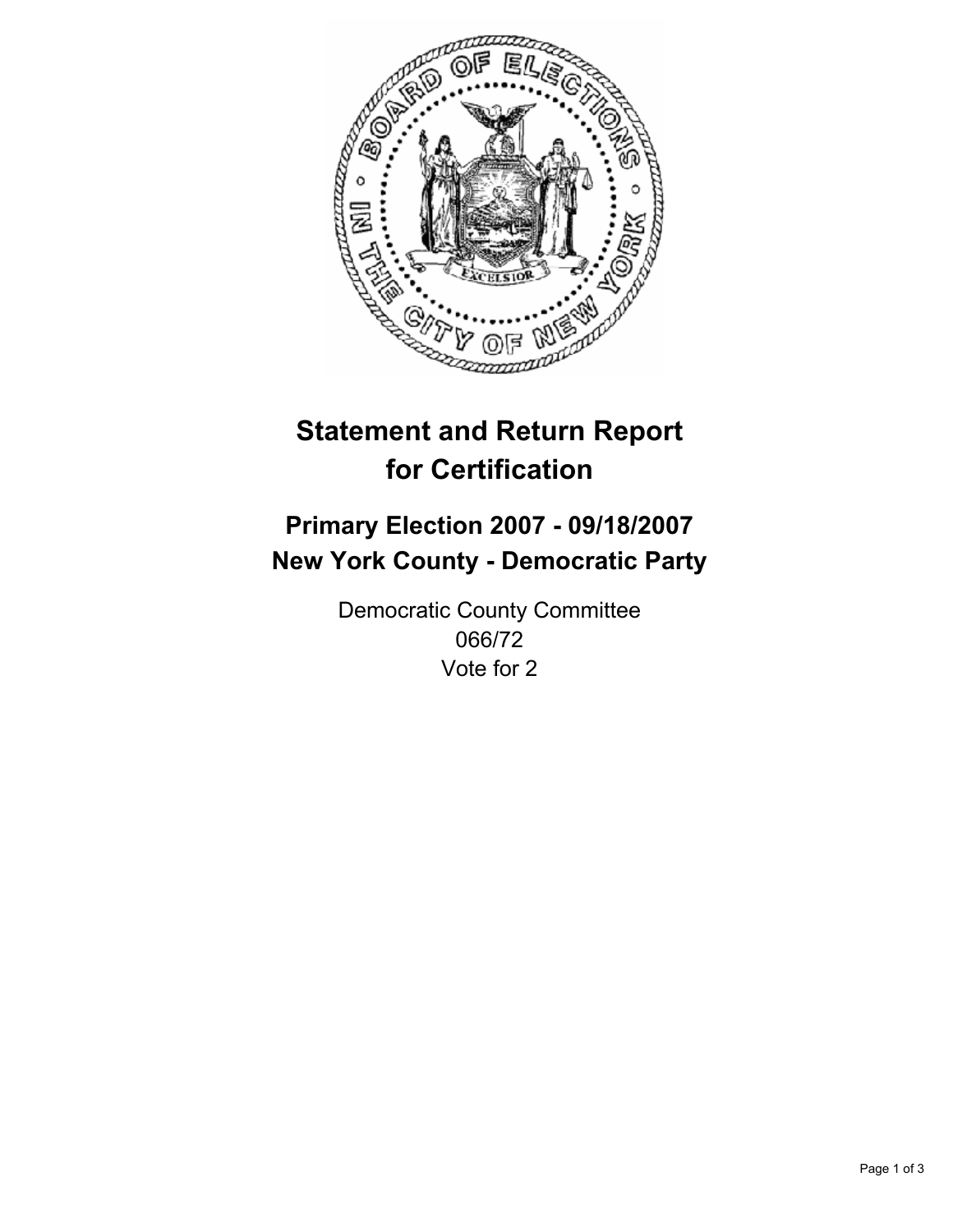# Statement and Return Report for Certification

## Primary Election 2007 - 09/18/2007
## New York County - Democratic Party

Democratic County Committee
066/72
Vote for 2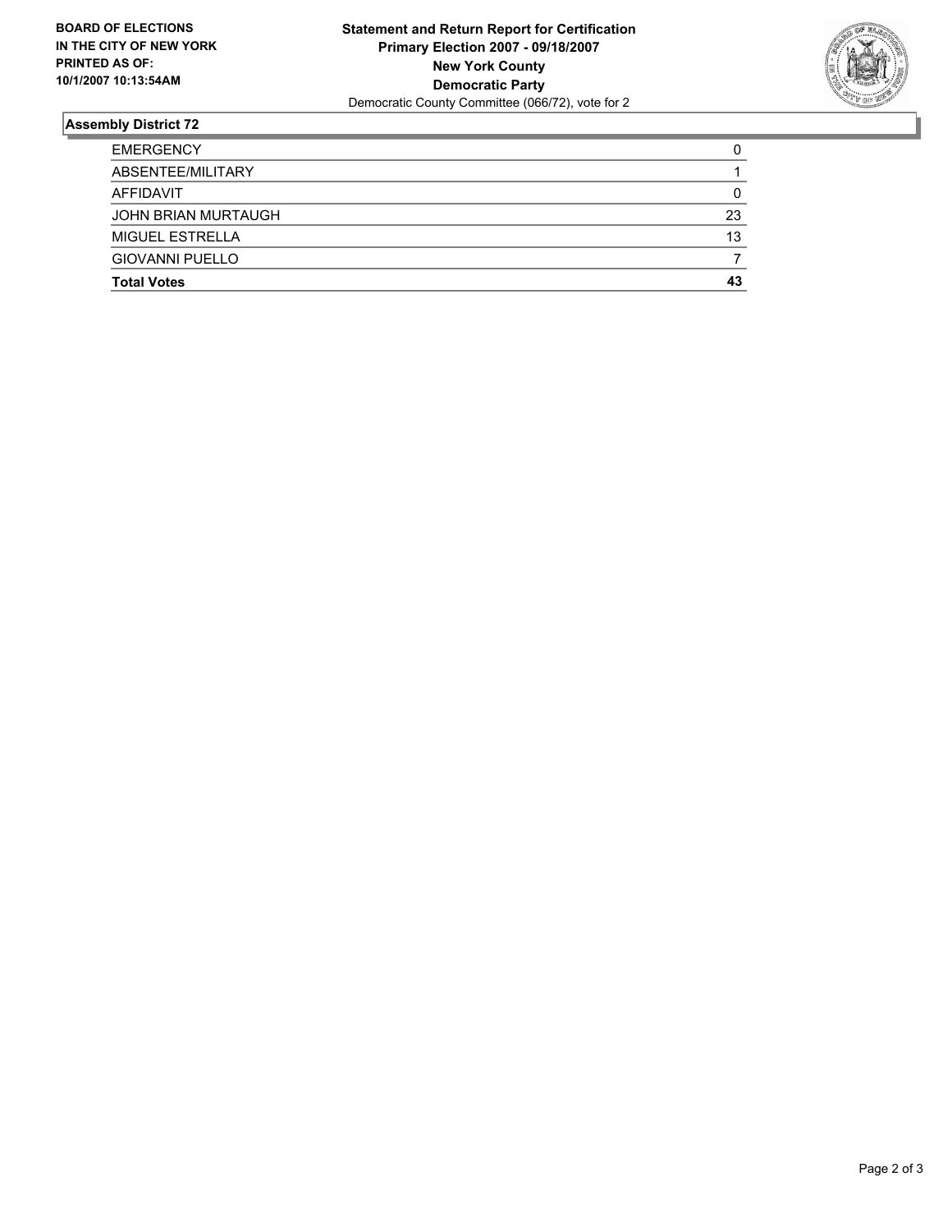**BOARD OF ELECTIONS**
**IN THE CITY OF NEW YORK**
**PRINTED AS OF:**
**10/1/2007 10:13:54AM**

**Statement and Return Report for Certification**
**Primary Election 2007 - 09/18/2007**
**New York County**
**Democratic Party**
Democratic County Committee (066/72), vote for 2

## Assembly District 72

| | |
|---|---|
| EMERGENCY | 0 |
| ABSENTEE/MILITARY | 1 |
| AFFIDAVIT | 0 |
| JOHN BRIAN MURTAUGH | 23 |
| MIGUEL ESTRELLA | 13 |
| GIOVANNI PUELLO | 7 |
| **Total Votes** | **43** |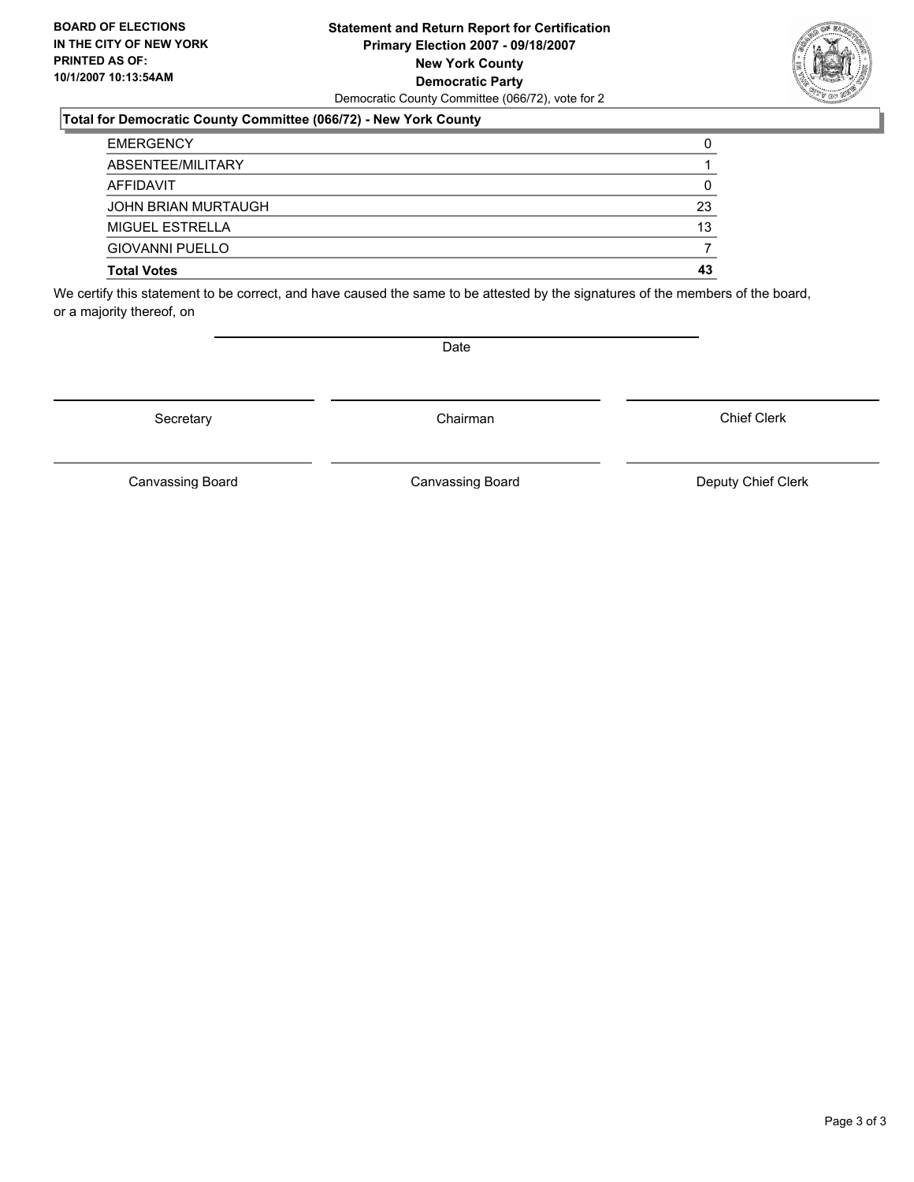**BOARD OF ELECTIONS IN THE CITY OF NEW YORK PRINTED AS OF: 10/1/2007 10:13:54AM**

**Statement and Return Report for Certification**
**Primary Election 2007 - 09/18/2007**
**New York County**
**Democratic Party**
Democratic County Committee (066/72), vote for 2

### Total for Democratic County Committee (066/72) - New York County

| | |
|---|---|
| EMERGENCY | 0 |
| ABSENTEE/MILITARY | 1 |
| AFFIDAVIT | 0 |
| JOHN BRIAN MURTAUGH | 23 |
| MIGUEL ESTRELLA | 13 |
| GIOVANNI PUELLO | 7 |
| **Total Votes** | **43** |

We certify this statement to be correct, and have caused the same to be attested by the signatures of the members of the board, or a majority thereof, on

Date

Secretary | Chairman | Chief Clerk

Canvassing Board | Canvassing Board | Deputy Chief Clerk